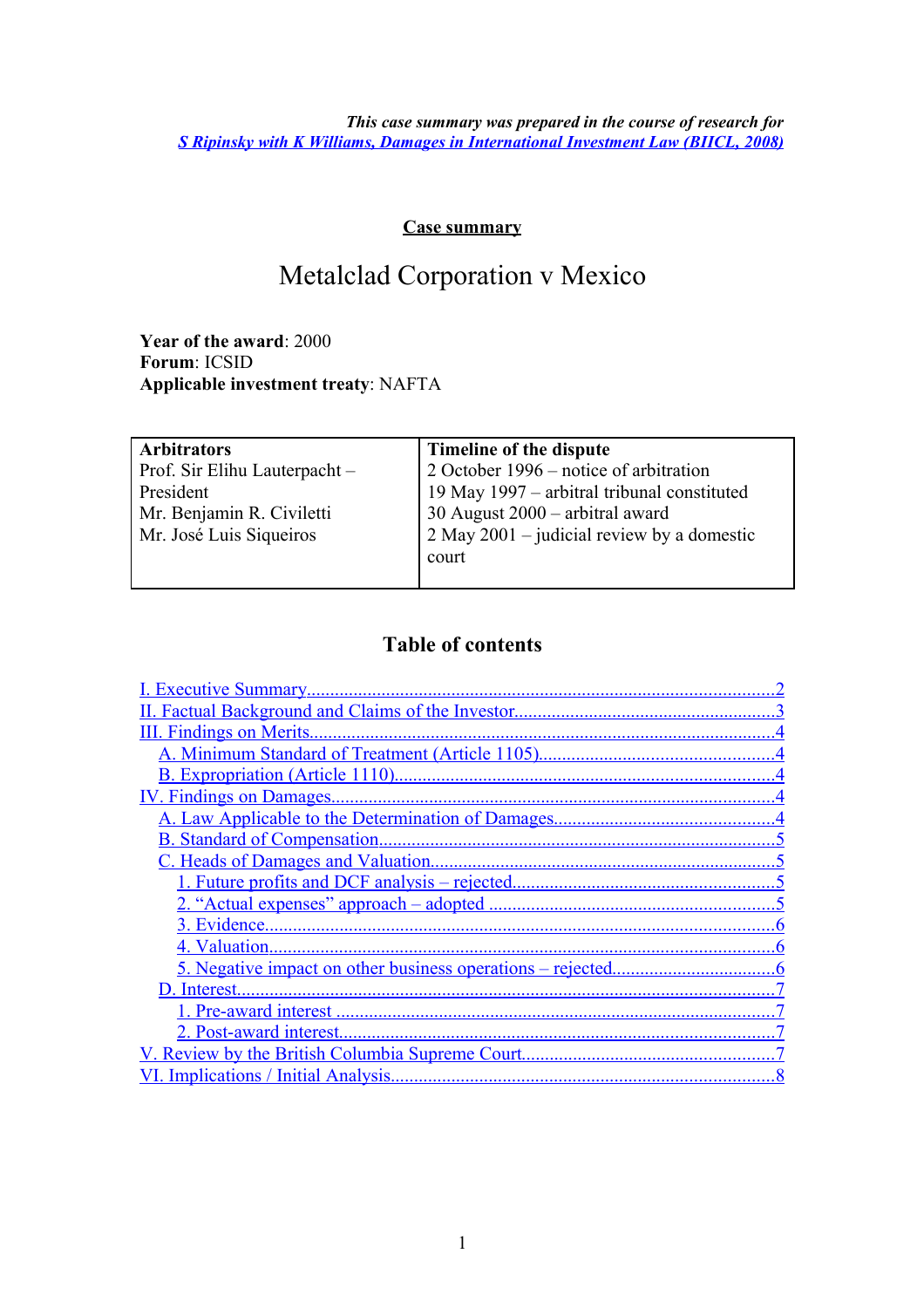*This case summary was prepared in the course of research for*
*[S Ripinsky with K Williams, Damages in International Investment Law (BIICL, 2008)](#)*

**Case summary**

# Metalclad Corporation v Mexico

**Year of the award**: 2000
**Forum**: ICSID
**Applicable investment treaty**: NAFTA

| **Arbitrators** | **Timeline of the dispute** |
|---|---|
| Prof. Sir Elihu Lauterpacht – President<br>Mr. Benjamin R. Civiletti<br>Mr. José Luis Siqueiros | 2 October 1996 – notice of arbitration<br>19 May 1997 – arbitral tribunal constituted<br>30 August 2000 – arbitral award<br>2 May 2001 – judicial review by a domestic court |

## Table of contents

- I. Executive Summary ........ 2
- II. Factual Background and Claims of the Investor ........ 3
- III. Findings on Merits ........ 4
  - A. Minimum Standard of Treatment (Article 1105) ........ 4
  - B. Expropriation (Article 1110) ........ 4
- IV. Findings on Damages ........ 4
  - A. Law Applicable to the Determination of Damages ........ 4
  - B. Standard of Compensation ........ 5
  - C. Heads of Damages and Valuation ........ 5
    - 1. Future profits and DCF analysis – rejected ........ 5
    - 2. “Actual expenses” approach – adopted ........ 5
    - 3. Evidence ........ 6
    - 4. Valuation ........ 6
    - 5. Negative impact on other business operations – rejected ........ 6
  - D. Interest ........ 7
    - 1. Pre-award interest ........ 7
    - 2. Post-award interest ........ 7
- V. Review by the British Columbia Supreme Court ........ 7
- VI. Implications / Initial Analysis ........ 8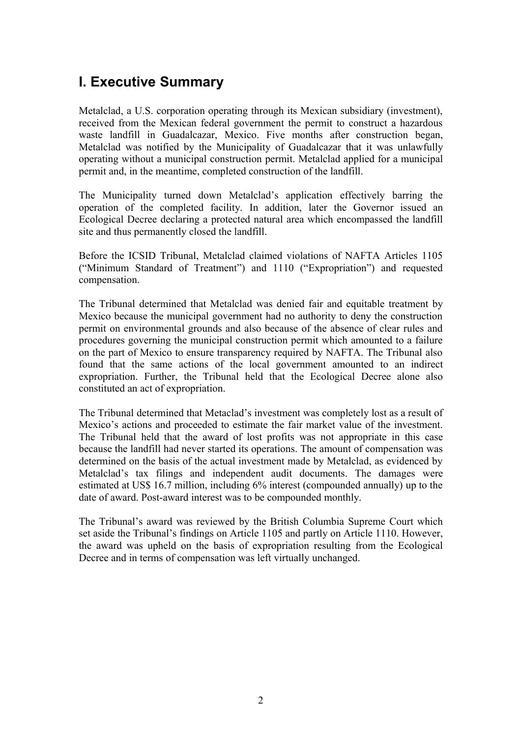## I. Executive Summary

Metalclad, a U.S. corporation operating through its Mexican subsidiary (investment), received from the Mexican federal government the permit to construct a hazardous waste landfill in Guadalcazar, Mexico. Five months after construction began, Metalclad was notified by the Municipality of Guadalcazar that it was unlawfully operating without a municipal construction permit. Metalclad applied for a municipal permit and, in the meantime, completed construction of the landfill.

The Municipality turned down Metalclad's application effectively barring the operation of the completed facility. In addition, later the Governor issued an Ecological Decree declaring a protected natural area which encompassed the landfill site and thus permanently closed the landfill.

Before the ICSID Tribunal, Metalclad claimed violations of NAFTA Articles 1105 ("Minimum Standard of Treatment") and 1110 ("Expropriation") and requested compensation.

The Tribunal determined that Metalclad was denied fair and equitable treatment by Mexico because the municipal government had no authority to deny the construction permit on environmental grounds and also because of the absence of clear rules and procedures governing the municipal construction permit which amounted to a failure on the part of Mexico to ensure transparency required by NAFTA. The Tribunal also found that the same actions of the local government amounted to an indirect expropriation. Further, the Tribunal held that the Ecological Decree alone also constituted an act of expropriation.

The Tribunal determined that Metaclad's investment was completely lost as a result of Mexico's actions and proceeded to estimate the fair market value of the investment. The Tribunal held that the award of lost profits was not appropriate in this case because the landfill had never started its operations. The amount of compensation was determined on the basis of the actual investment made by Metalclad, as evidenced by Metalclad's tax filings and independent audit documents. The damages were estimated at US$ 16.7 million, including 6% interest (compounded annually) up to the date of award. Post-award interest was to be compounded monthly.

The Tribunal's award was reviewed by the British Columbia Supreme Court which set aside the Tribunal's findings on Article 1105 and partly on Article 1110. However, the award was upheld on the basis of expropriation resulting from the Ecological Decree and in terms of compensation was left virtually unchanged.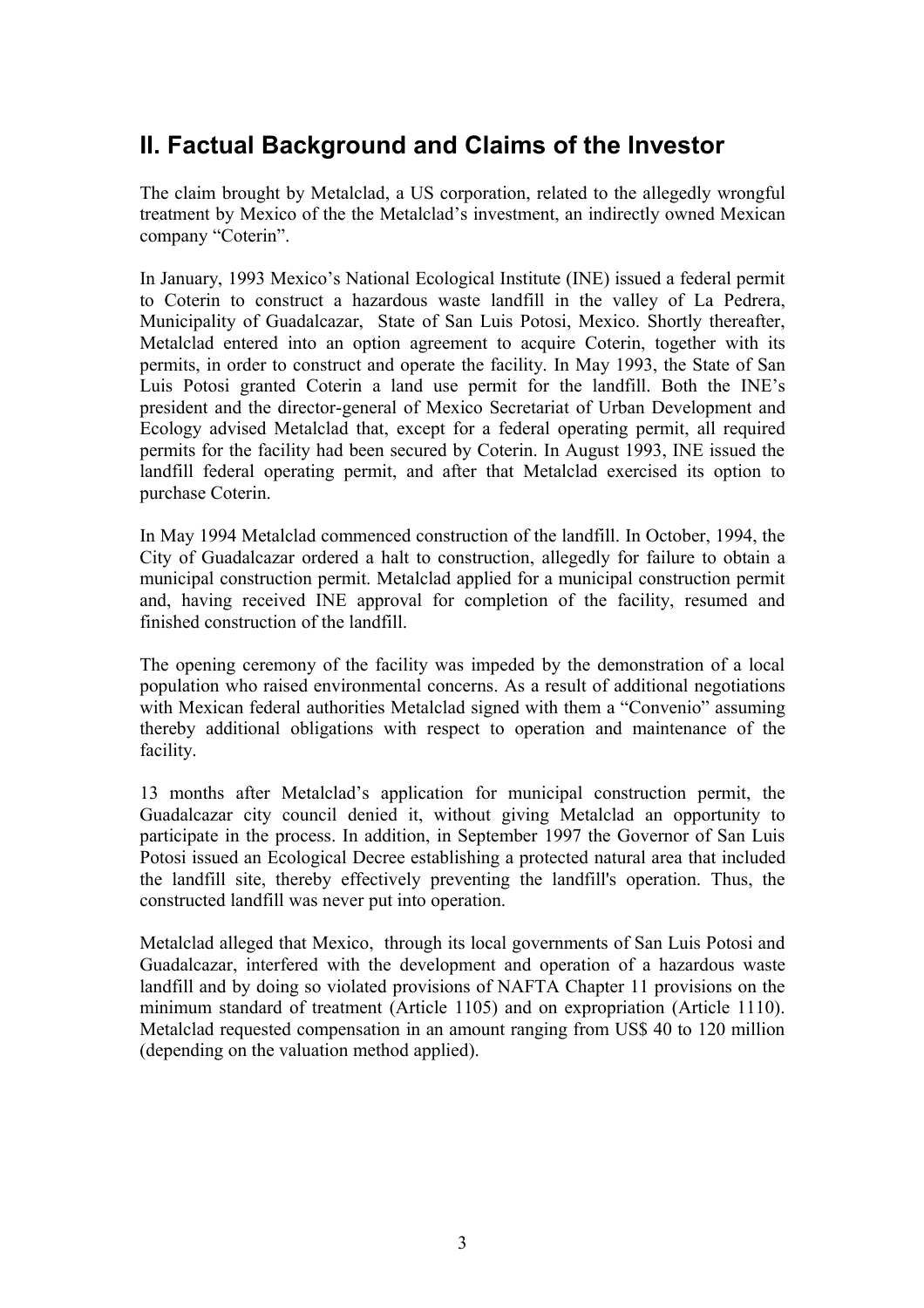## II. Factual Background and Claims of the Investor

The claim brought by Metalclad, a US corporation, related to the allegedly wrongful treatment by Mexico of the the Metalclad's investment, an indirectly owned Mexican company "Coterin".

In January, 1993 Mexico's National Ecological Institute (INE) issued a federal permit to Coterin to construct a hazardous waste landfill in the valley of La Pedrera, Municipality of Guadalcazar, State of San Luis Potosi, Mexico. Shortly thereafter, Metalclad entered into an option agreement to acquire Coterin, together with its permits, in order to construct and operate the facility. In May 1993, the State of San Luis Potosi granted Coterin a land use permit for the landfill. Both the INE's president and the director-general of Mexico Secretariat of Urban Development and Ecology advised Metalclad that, except for a federal operating permit, all required permits for the facility had been secured by Coterin. In August 1993, INE issued the landfill federal operating permit, and after that Metalclad exercised its option to purchase Coterin.

In May 1994 Metalclad commenced construction of the landfill. In October, 1994, the City of Guadalcazar ordered a halt to construction, allegedly for failure to obtain a municipal construction permit. Metalclad applied for a municipal construction permit and, having received INE approval for completion of the facility, resumed and finished construction of the landfill.

The opening ceremony of the facility was impeded by the demonstration of a local population who raised environmental concerns. As a result of additional negotiations with Mexican federal authorities Metalclad signed with them a "Convenio" assuming thereby additional obligations with respect to operation and maintenance of the facility.

13 months after Metalclad's application for municipal construction permit, the Guadalcazar city council denied it, without giving Metalclad an opportunity to participate in the process. In addition, in September 1997 the Governor of San Luis Potosi issued an Ecological Decree establishing a protected natural area that included the landfill site, thereby effectively preventing the landfill's operation. Thus, the constructed landfill was never put into operation.

Metalclad alleged that Mexico, through its local governments of San Luis Potosi and Guadalcazar, interfered with the development and operation of a hazardous waste landfill and by doing so violated provisions of NAFTA Chapter 11 provisions on the minimum standard of treatment (Article 1105) and on expropriation (Article 1110). Metalclad requested compensation in an amount ranging from US$ 40 to 120 million (depending on the valuation method applied).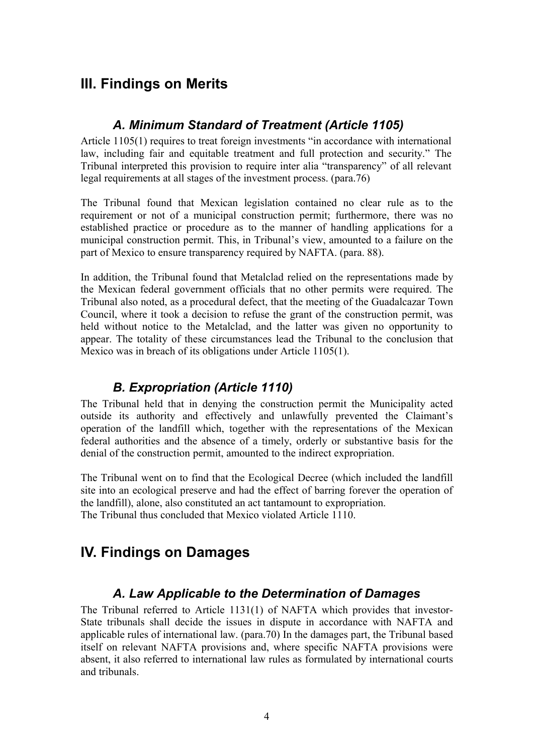## III. Findings on Merits

### *A. Minimum Standard of Treatment (Article 1105)*

Article 1105(1) requires to treat foreign investments "in accordance with international law, including fair and equitable treatment and full protection and security." The Tribunal interpreted this provision to require inter alia "transparency" of all relevant legal requirements at all stages of the investment process. (para.76)

The Tribunal found that Mexican legislation contained no clear rule as to the requirement or not of a municipal construction permit; furthermore, there was no established practice or procedure as to the manner of handling applications for a municipal construction permit. This, in Tribunal's view, amounted to a failure on the part of Mexico to ensure transparency required by NAFTA. (para. 88).

In addition, the Tribunal found that Metalclad relied on the representations made by the Mexican federal government officials that no other permits were required. The Tribunal also noted, as a procedural defect, that the meeting of the Guadalcazar Town Council, where it took a decision to refuse the grant of the construction permit, was held without notice to the Metalclad, and the latter was given no opportunity to appear. The totality of these circumstances lead the Tribunal to the conclusion that Mexico was in breach of its obligations under Article 1105(1).

### *B. Expropriation (Article 1110)*

The Tribunal held that in denying the construction permit the Municipality acted outside its authority and effectively and unlawfully prevented the Claimant's operation of the landfill which, together with the representations of the Mexican federal authorities and the absence of a timely, orderly or substantive basis for the denial of the construction permit, amounted to the indirect expropriation.

The Tribunal went on to find that the Ecological Decree (which included the landfill site into an ecological preserve and had the effect of barring forever the operation of the landfill), alone, also constituted an act tantamount to expropriation.
The Tribunal thus concluded that Mexico violated Article 1110.

## IV. Findings on Damages

### *A. Law Applicable to the Determination of Damages*

The Tribunal referred to Article 1131(1) of NAFTA which provides that investor-State tribunals shall decide the issues in dispute in accordance with NAFTA and applicable rules of international law. (para.70) In the damages part, the Tribunal based itself on relevant NAFTA provisions and, where specific NAFTA provisions were absent, it also referred to international law rules as formulated by international courts and tribunals.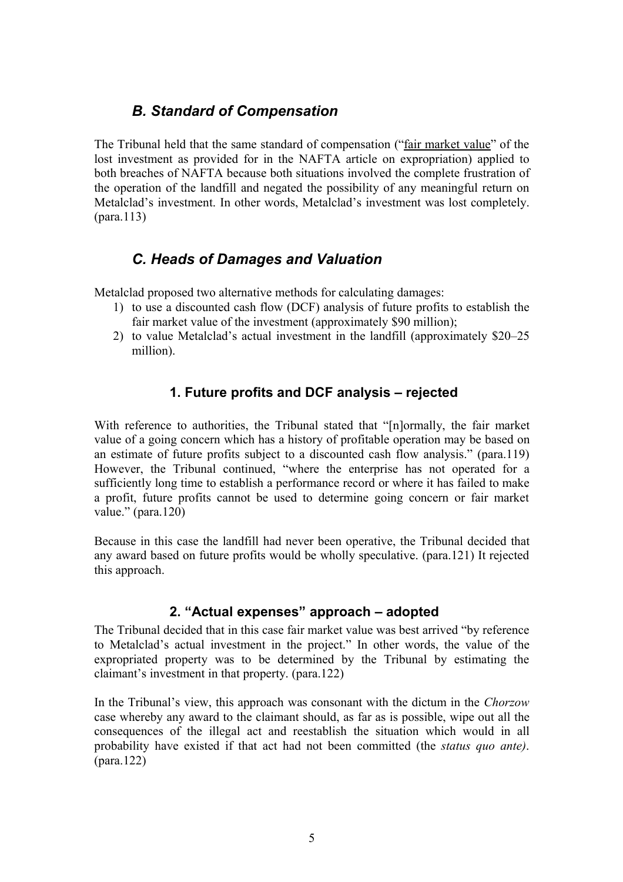## *B. Standard of Compensation*

The Tribunal held that the same standard of compensation ("fair market value" of the lost investment as provided for in the NAFTA article on expropriation) applied to both breaches of NAFTA because both situations involved the complete frustration of the operation of the landfill and negated the possibility of any meaningful return on Metalclad's investment. In other words, Metalclad's investment was lost completely. (para.113)

## *C. Heads of Damages and Valuation*

Metalclad proposed two alternative methods for calculating damages:

1) to use a discounted cash flow (DCF) analysis of future profits to establish the fair market value of the investment (approximately $90 million);
2) to value Metalclad's actual investment in the landfill (approximately $20–25 million).

### 1. Future profits and DCF analysis – rejected

With reference to authorities, the Tribunal stated that "[n]ormally, the fair market value of a going concern which has a history of profitable operation may be based on an estimate of future profits subject to a discounted cash flow analysis." (para.119) However, the Tribunal continued, "where the enterprise has not operated for a sufficiently long time to establish a performance record or where it has failed to make a profit, future profits cannot be used to determine going concern or fair market value." (para.120)

Because in this case the landfill had never been operative, the Tribunal decided that any award based on future profits would be wholly speculative. (para.121) It rejected this approach.

### 2. "Actual expenses" approach – adopted

The Tribunal decided that in this case fair market value was best arrived "by reference to Metalclad's actual investment in the project." In other words, the value of the expropriated property was to be determined by the Tribunal by estimating the claimant's investment in that property. (para.122)

In the Tribunal's view, this approach was consonant with the dictum in the *Chorzow* case whereby any award to the claimant should, as far as is possible, wipe out all the consequences of the illegal act and reestablish the situation which would in all probability have existed if that act had not been committed (the *status quo ante)*. (para.122)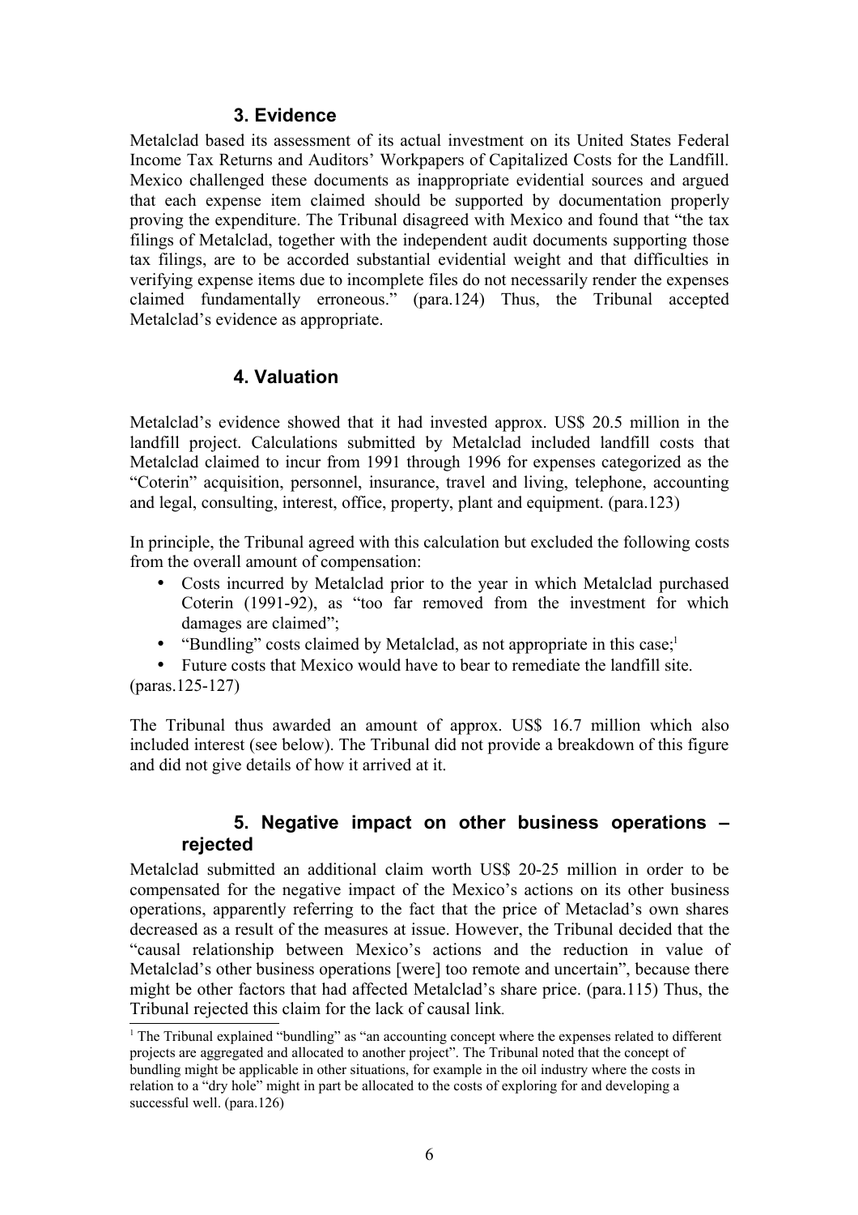### 3. Evidence

Metalclad based its assessment of its actual investment on its United States Federal Income Tax Returns and Auditors' Workpapers of Capitalized Costs for the Landfill. Mexico challenged these documents as inappropriate evidential sources and argued that each expense item claimed should be supported by documentation properly proving the expenditure. The Tribunal disagreed with Mexico and found that "the tax filings of Metalclad, together with the independent audit documents supporting those tax filings, are to be accorded substantial evidential weight and that difficulties in verifying expense items due to incomplete files do not necessarily render the expenses claimed fundamentally erroneous." (para.124) Thus, the Tribunal accepted Metalclad's evidence as appropriate.

### 4. Valuation

Metalclad's evidence showed that it had invested approx. US$ 20.5 million in the landfill project. Calculations submitted by Metalclad included landfill costs that Metalclad claimed to incur from 1991 through 1996 for expenses categorized as the "Coterin" acquisition, personnel, insurance, travel and living, telephone, accounting and legal, consulting, interest, office, property, plant and equipment. (para.123)

In principle, the Tribunal agreed with this calculation but excluded the following costs from the overall amount of compensation:

- Costs incurred by Metalclad prior to the year in which Metalclad purchased Coterin (1991-92), as "too far removed from the investment for which damages are claimed";
- "Bundling" costs claimed by Metalclad, as not appropriate in this case;[1]
- Future costs that Mexico would have to bear to remediate the landfill site.

(paras.125-127)

The Tribunal thus awarded an amount of approx. US$ 16.7 million which also included interest (see below). The Tribunal did not provide a breakdown of this figure and did not give details of how it arrived at it.

### 5. Negative impact on other business operations – rejected

Metalclad submitted an additional claim worth US$ 20-25 million in order to be compensated for the negative impact of the Mexico's actions on its other business operations, apparently referring to the fact that the price of Metaclad's own shares decreased as a result of the measures at issue. However, the Tribunal decided that the "causal relationship between Mexico's actions and the reduction in value of Metalclad's other business operations [were] too remote and uncertain", because there might be other factors that had affected Metalclad's share price. (para.115) Thus, the Tribunal rejected this claim for the lack of causal link.

[1] The Tribunal explained "bundling" as "an accounting concept where the expenses related to different projects are aggregated and allocated to another project". The Tribunal noted that the concept of bundling might be applicable in other situations, for example in the oil industry where the costs in relation to a "dry hole" might in part be allocated to the costs of exploring for and developing a successful well. (para.126)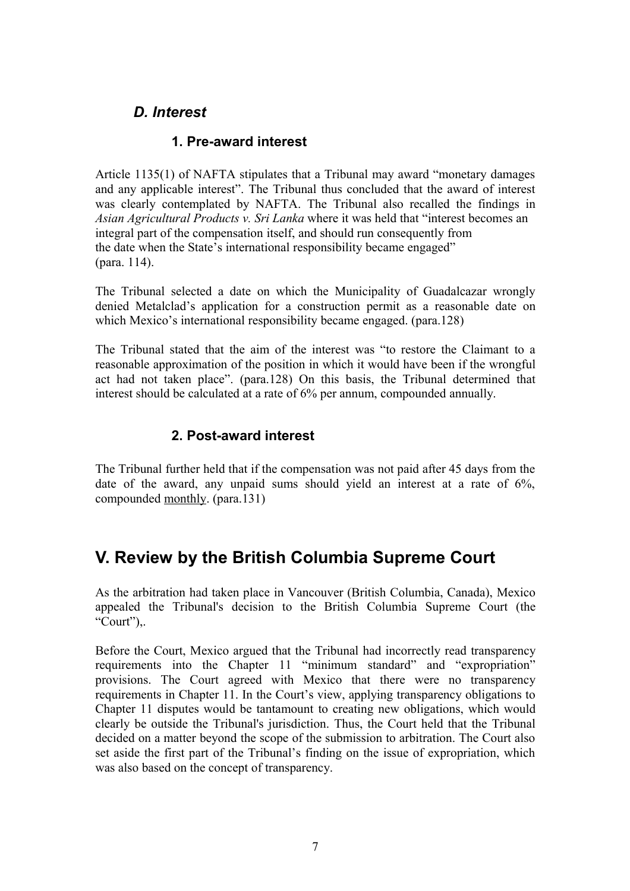### *D. Interest*

#### 1. Pre-award interest

Article 1135(1) of NAFTA stipulates that a Tribunal may award "monetary damages and any applicable interest". The Tribunal thus concluded that the award of interest was clearly contemplated by NAFTA. The Tribunal also recalled the findings in *Asian Agricultural Products v. Sri Lanka* where it was held that "interest becomes an integral part of the compensation itself, and should run consequently from the date when the State's international responsibility became engaged" (para. 114).

The Tribunal selected a date on which the Municipality of Guadalcazar wrongly denied Metalclad's application for a construction permit as a reasonable date on which Mexico's international responsibility became engaged. (para.128)

The Tribunal stated that the aim of the interest was "to restore the Claimant to a reasonable approximation of the position in which it would have been if the wrongful act had not taken place". (para.128) On this basis, the Tribunal determined that interest should be calculated at a rate of 6% per annum, compounded annually.

#### 2. Post-award interest

The Tribunal further held that if the compensation was not paid after 45 days from the date of the award, any unpaid sums should yield an interest at a rate of 6%, compounded <u>monthly</u>. (para.131)

## V. Review by the British Columbia Supreme Court

As the arbitration had taken place in Vancouver (British Columbia, Canada), Mexico appealed the Tribunal's decision to the British Columbia Supreme Court (the "Court"),.

Before the Court, Mexico argued that the Tribunal had incorrectly read transparency requirements into the Chapter 11 "minimum standard" and "expropriation" provisions. The Court agreed with Mexico that there were no transparency requirements in Chapter 11. In the Court's view, applying transparency obligations to Chapter 11 disputes would be tantamount to creating new obligations, which would clearly be outside the Tribunal's jurisdiction. Thus, the Court held that the Tribunal decided on a matter beyond the scope of the submission to arbitration. The Court also set aside the first part of the Tribunal's finding on the issue of expropriation, which was also based on the concept of transparency.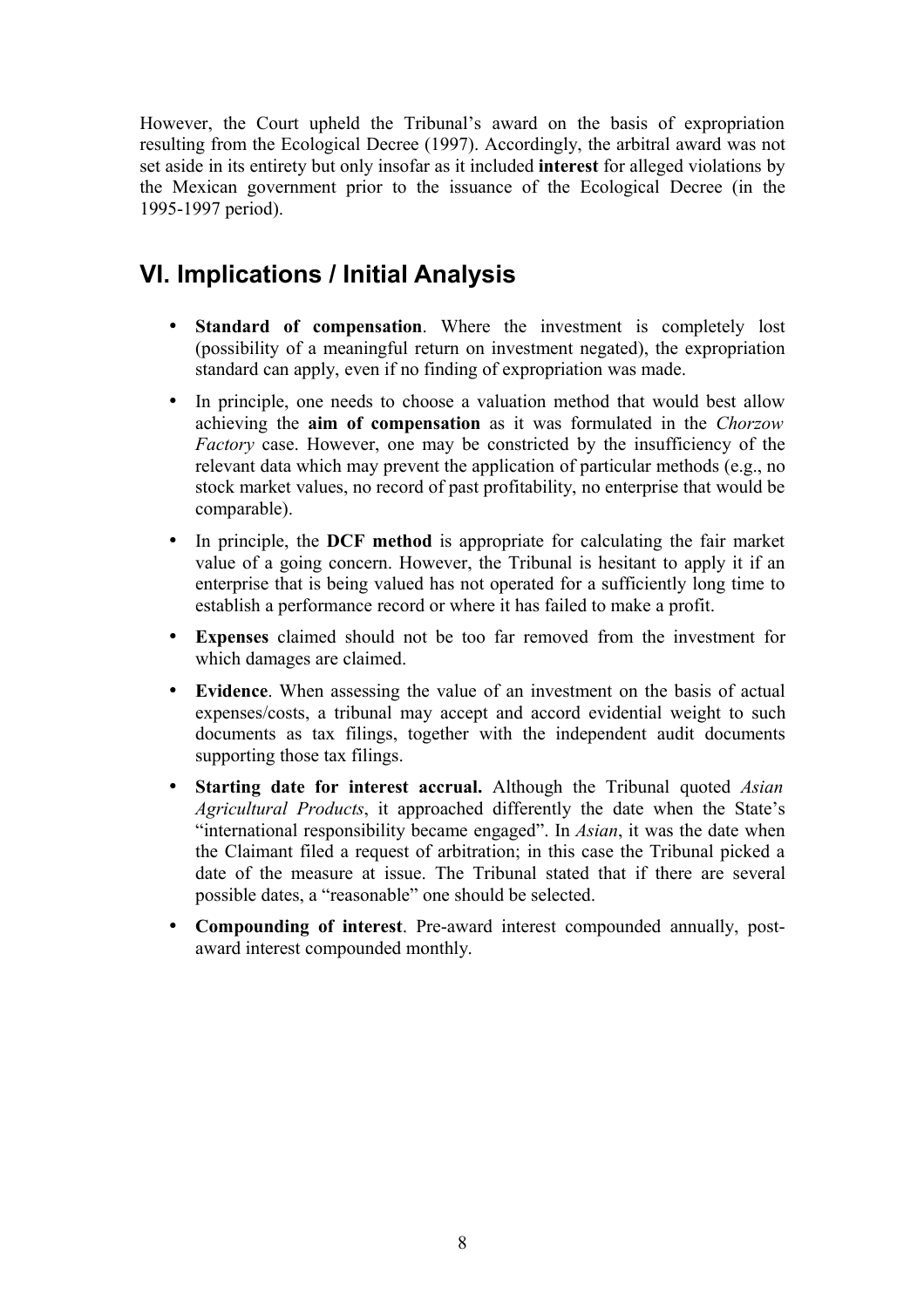However, the Court upheld the Tribunal's award on the basis of expropriation resulting from the Ecological Decree (1997). Accordingly, the arbitral award was not set aside in its entirety but only insofar as it included **interest** for alleged violations by the Mexican government prior to the issuance of the Ecological Decree (in the 1995-1997 period).

## VI. Implications / Initial Analysis

- **Standard of compensation**. Where the investment is completely lost (possibility of a meaningful return on investment negated), the expropriation standard can apply, even if no finding of expropriation was made.
- In principle, one needs to choose a valuation method that would best allow achieving the **aim of compensation** as it was formulated in the *Chorzow Factory* case. However, one may be constricted by the insufficiency of the relevant data which may prevent the application of particular methods (e.g., no stock market values, no record of past profitability, no enterprise that would be comparable).
- In principle, the **DCF method** is appropriate for calculating the fair market value of a going concern. However, the Tribunal is hesitant to apply it if an enterprise that is being valued has not operated for a sufficiently long time to establish a performance record or where it has failed to make a profit.
- **Expenses** claimed should not be too far removed from the investment for which damages are claimed.
- **Evidence**. When assessing the value of an investment on the basis of actual expenses/costs, a tribunal may accept and accord evidential weight to such documents as tax filings, together with the independent audit documents supporting those tax filings.
- **Starting date for interest accrual.** Although the Tribunal quoted *Asian Agricultural Products*, it approached differently the date when the State's "international responsibility became engaged". In *Asian*, it was the date when the Claimant filed a request of arbitration; in this case the Tribunal picked a date of the measure at issue. The Tribunal stated that if there are several possible dates, a "reasonable" one should be selected.
- **Compounding of interest**. Pre-award interest compounded annually, post-award interest compounded monthly.